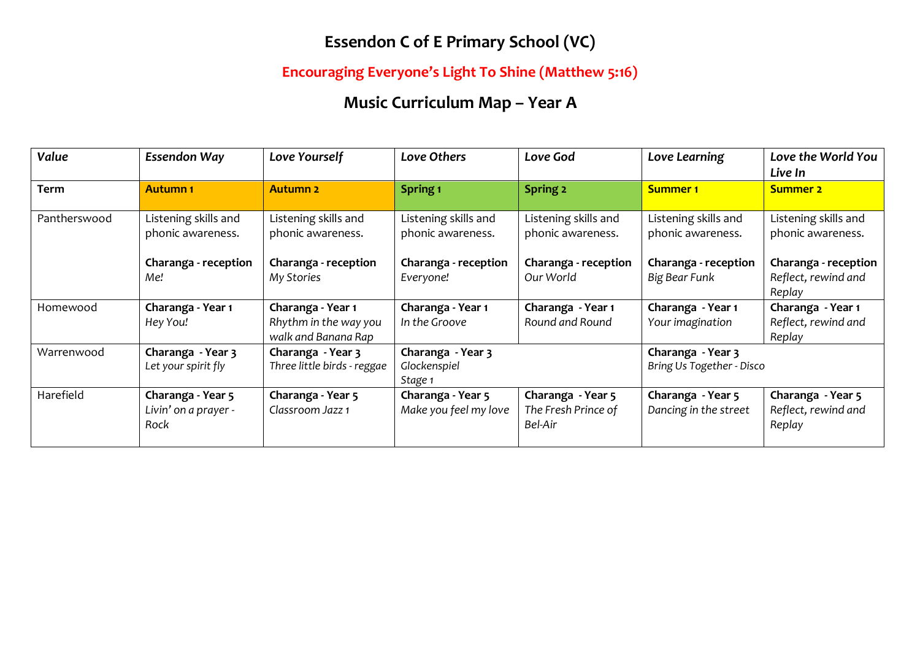# Essendon C of E Primary School (VC)

## Encouraging Everyone's Light To Shine (Matthew 5:16)

## Music Curriculum Map – Year A

| *Value* | *Essendon Way* | *Love Yourself* | *Love Others* | *Love God* | *Love Learning* | *Love the World You Live In* |
|---|---|---|---|---|---|---|
| **Term** | **Autumn 1** | **Autumn 2** | **Spring 1** | **Spring 2** | **Summer 1** | **Summer 2** |
| Pantherswood | Listening skills and phonic awareness.<br><br>**Charanga - reception**<br>*Me!* | Listening skills and phonic awareness.<br><br>**Charanga - reception**<br>*My Stories* | Listening skills and phonic awareness.<br><br>**Charanga - reception**<br>*Everyone!* | Listening skills and phonic awareness.<br><br>**Charanga - reception**<br>*Our World* | Listening skills and phonic awareness.<br><br>**Charanga - reception**<br>*Big Bear Funk* | Listening skills and phonic awareness.<br><br>**Charanga - reception**<br>*Reflect, rewind and Replay* |
| Homewood | **Charanga - Year 1**<br>*Hey You!* | **Charanga - Year 1**<br>*Rhythm in the way you walk and Banana Rap* | **Charanga - Year 1**<br>*In the Groove* | **Charanga - Year 1**<br>*Round and Round* | **Charanga - Year 1**<br>*Your imagination* | **Charanga - Year 1**<br>*Reflect, rewind and Replay* |
| Warrenwood | **Charanga - Year 3**<br>*Let your spirit fly* | **Charanga - Year 3**<br>*Three little birds - reggae* | **Charanga - Year 3**<br>*Glockenspiel Stage 1* | | **Charanga - Year 3**<br>*Bring Us Together - Disco* | |
| Harefield | **Charanga - Year 5**<br>*Livin' on a prayer - Rock* | **Charanga - Year 5**<br>*Classroom Jazz 1* | **Charanga - Year 5**<br>*Make you feel my love* | **Charanga - Year 5**<br>*The Fresh Prince of Bel-Air* | **Charanga - Year 5**<br>*Dancing in the street* | **Charanga - Year 5**<br>*Reflect, rewind and Replay* |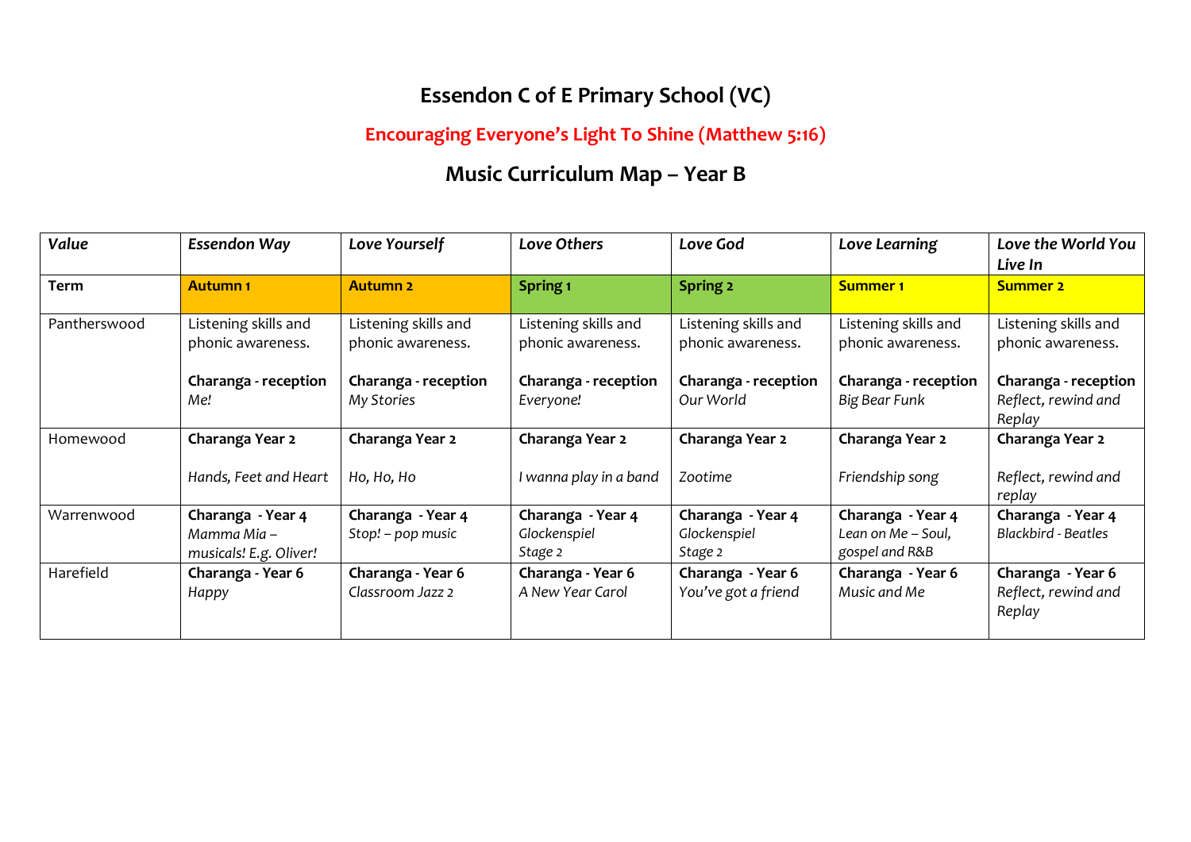# Essendon C of E Primary School (VC)

## Encouraging Everyone's Light To Shine (Matthew 5:16)

## Music Curriculum Map – Year B

| *Value* | *Essendon Way* | *Love Yourself* | *Love Others* | *Love God* | *Love Learning* | *Love the World You Live In* |
|---|---|---|---|---|---|---|
| **Term** | **Autumn 1** | **Autumn 2** | **Spring 1** | **Spring 2** | **Summer 1** | **Summer 2** |
| Panthers​wood | Listening skills and phonic awareness.<br><br>**Charanga - reception**<br>*Me!* | Listening skills and phonic awareness.<br><br>**Charanga - reception**<br>*My Stories* | Listening skills and phonic awareness.<br><br>**Charanga - reception**<br>*Everyone!* | Listening skills and phonic awareness.<br><br>**Charanga - reception**<br>*Our World* | Listening skills and phonic awareness.<br><br>**Charanga - reception**<br>*Big Bear Funk* | Listening skills and phonic awareness.<br><br>**Charanga - reception**<br>*Reflect, rewind and Replay* |
| Homewood | **Charanga Year 2**<br><br>*Hands, Feet and Heart* | **Charanga Year 2**<br><br>*Ho, Ho, Ho* | **Charanga Year 2**<br><br>*I wanna play in a band* | **Charanga Year 2**<br><br>*Zootime* | **Charanga Year 2**<br><br>*Friendship song* | **Charanga Year 2**<br><br>*Reflect, rewind and replay* |
| Warrenwood | **Charanga - Year 4**<br>*Mamma Mia – musicals! E.g. Oliver!* | **Charanga - Year 4**<br>*Stop! – pop music* | **Charanga - Year 4**<br>*Glockenspiel Stage 2* | **Charanga - Year 4**<br>*Glockenspiel Stage 2* | **Charanga - Year 4**<br>*Lean on Me – Soul, gospel and R&B* | **Charanga - Year 4**<br>*Blackbird - Beatles* |
| Harefield | **Charanga - Year 6**<br>*Happy* | **Charanga - Year 6**<br>*Classroom Jazz 2* | **Charanga - Year 6**<br>*A New Year Carol* | **Charanga - Year 6**<br>*You've got a friend* | **Charanga - Year 6**<br>*Music and Me* | **Charanga - Year 6**<br>*Reflect, rewind and Replay* |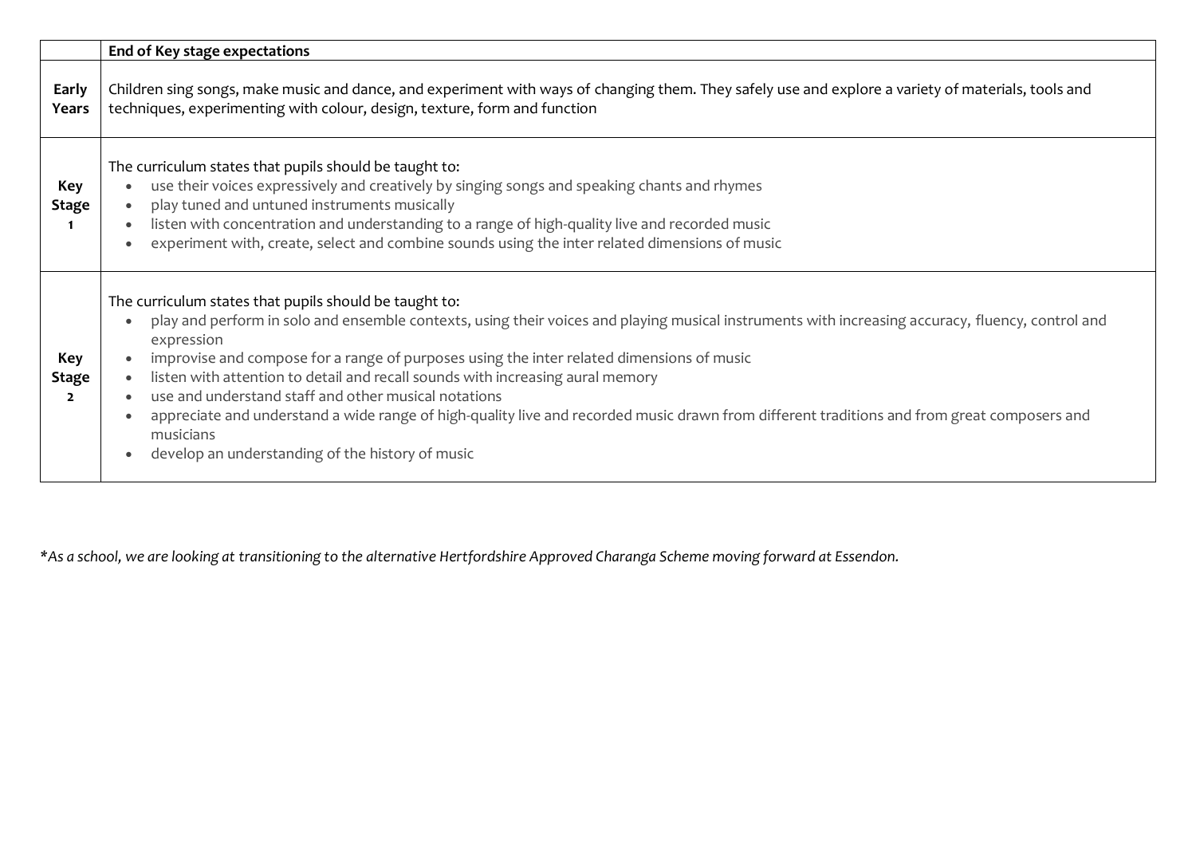| | End of Key stage expectations |
|---|---|
| **Early Years** | Children sing songs, make music and dance, and experiment with ways of changing them. They safely use and explore a variety of materials, tools and techniques, experimenting with colour, design, texture, form and function |
| **Key Stage 1** | The curriculum states that pupils should be taught to:<br>• use their voices expressively and creatively by singing songs and speaking chants and rhymes<br>• play tuned and untuned instruments musically<br>• listen with concentration and understanding to a range of high-quality live and recorded music<br>• experiment with, create, select and combine sounds using the inter related dimensions of music |
| **Key Stage 2** | The curriculum states that pupils should be taught to:<br>• play and perform in solo and ensemble contexts, using their voices and playing musical instruments with increasing accuracy, fluency, control and expression<br>• improvise and compose for a range of purposes using the inter related dimensions of music<br>• listen with attention to detail and recall sounds with increasing aural memory<br>• use and understand staff and other musical notations<br>• appreciate and understand a wide range of high-quality live and recorded music drawn from different traditions and from great composers and musicians<br>• develop an understanding of the history of music |

*\*As a school, we are looking at transitioning to the alternative Hertfordshire Approved Charanga Scheme moving forward at Essendon.*